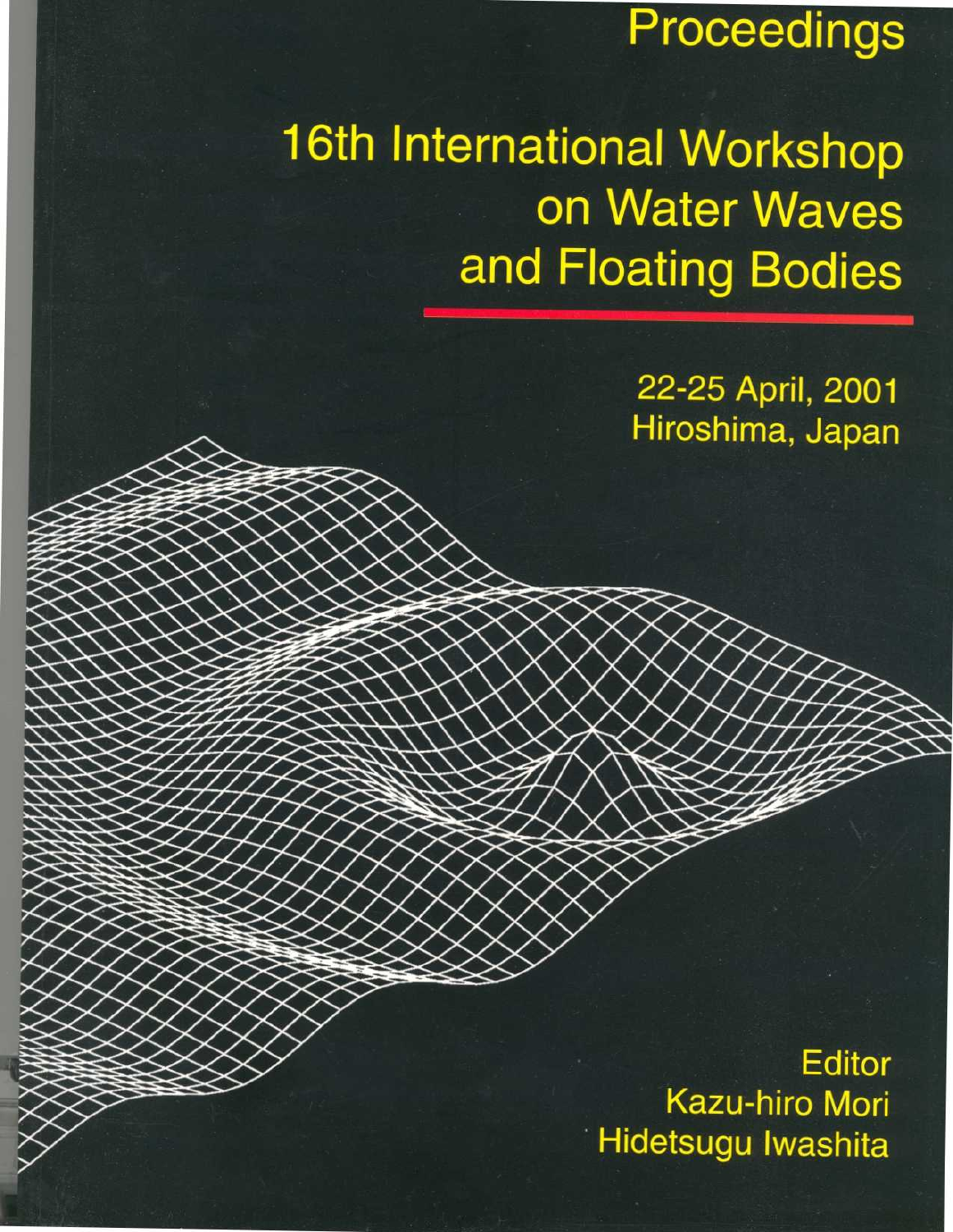# Proceedings

# 16th International Workshop on Water Waves and Floating Bodies

22-25 April, 2001
Hiroshima, Japan

Editor
Kazu-hiro Mori
Hidetsugu Iwashita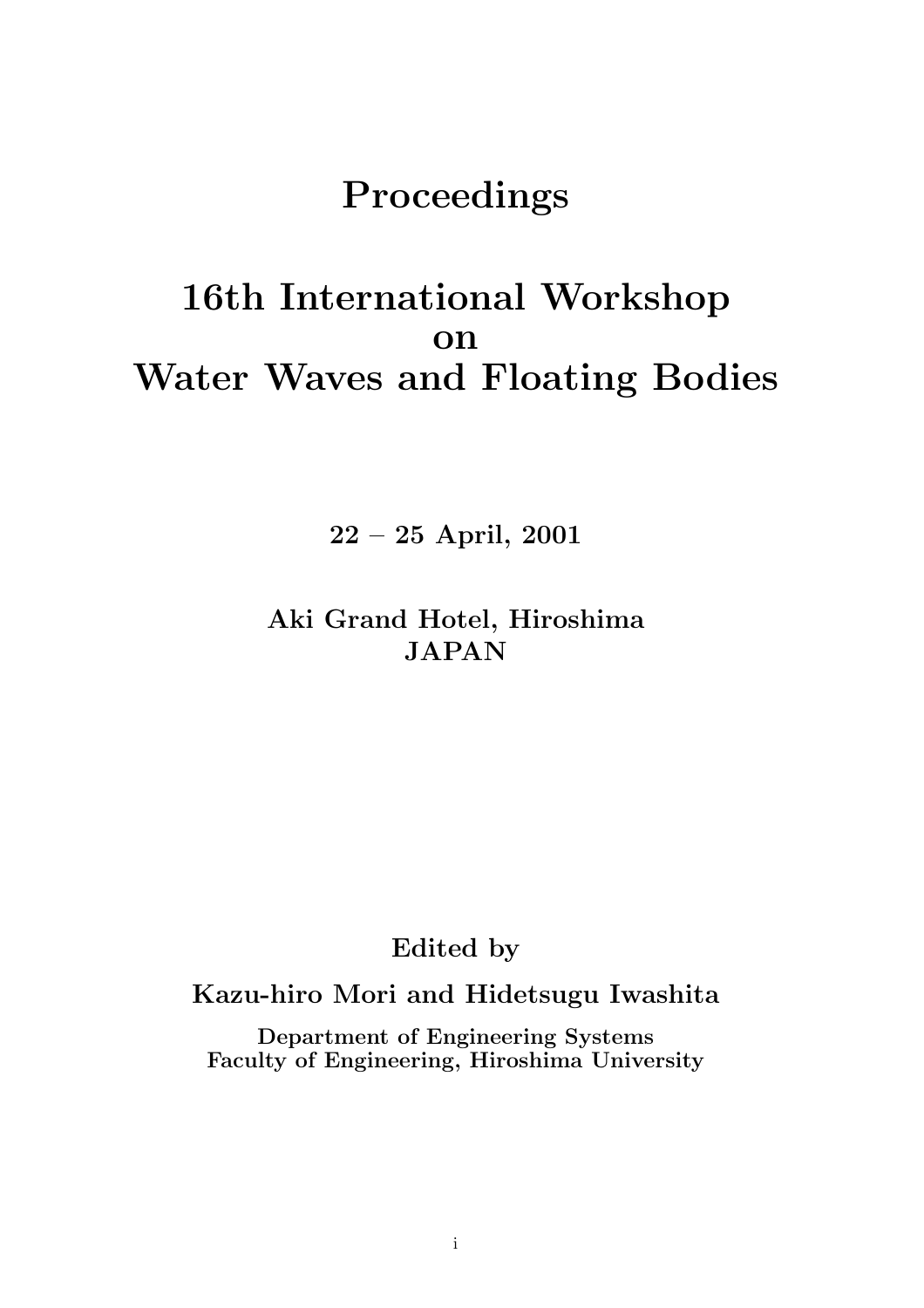# Proceedings

# 16th International Workshop on Water Waves and Floating Bodies

**22 – 25 April, 2001**

**Aki Grand Hotel, Hiroshima**
**JAPAN**

**Edited by**

**Kazu-hiro Mori and Hidetsugu Iwashita**

**Department of Engineering Systems**
**Faculty of Engineering, Hiroshima University**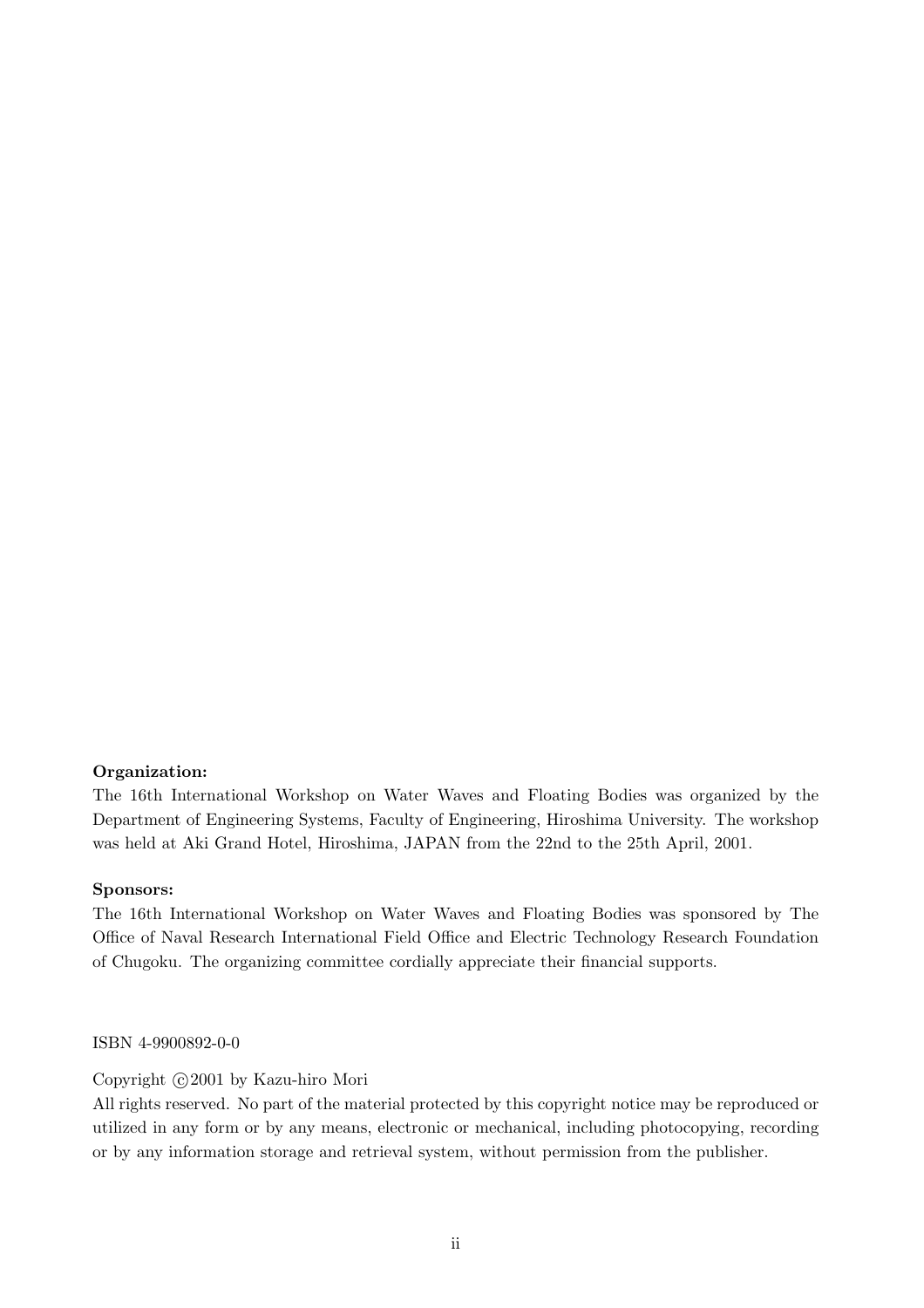**Organization:**

The 16th International Workshop on Water Waves and Floating Bodies was organized by the Department of Engineering Systems, Faculty of Engineering, Hiroshima University. The workshop was held at Aki Grand Hotel, Hiroshima, JAPAN from the 22nd to the 25th April, 2001.

**Sponsors:**

The 16th International Workshop on Water Waves and Floating Bodies was sponsored by The Office of Naval Research International Field Office and Electric Technology Research Foundation of Chugoku. The organizing committee cordially appreciate their financial supports.

ISBN 4-9900892-0-0

Copyright ©2001 by Kazu-hiro Mori

All rights reserved. No part of the material protected by this copyright notice may be reproduced or utilized in any form or by any means, electronic or mechanical, including photocopying, recording or by any information storage and retrieval system, without permission from the publisher.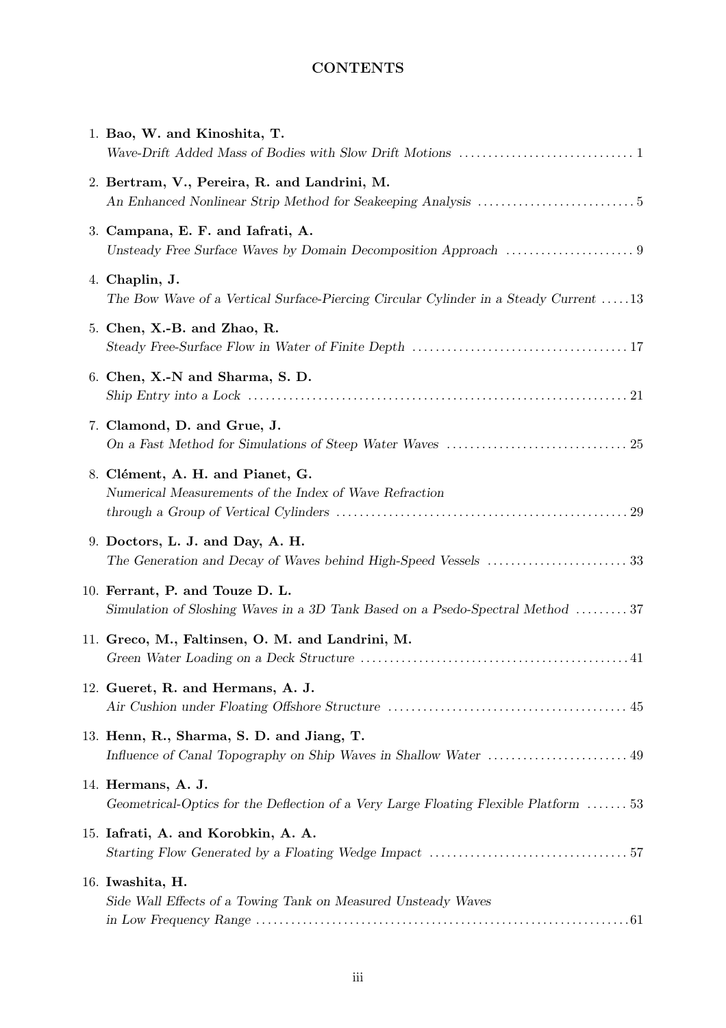# CONTENTS

1. **Bao, W. and Kinoshita, T.**
   *Wave-Drift Added Mass of Bodies with Slow Drift Motions* ..... 1
2. **Bertram, V., Pereira, R. and Landrini, M.**
   *An Enhanced Nonlinear Strip Method for Seakeeping Analysis* ..... 5
3. **Campana, E. F. and Iafrati, A.**
   *Unsteady Free Surface Waves by Domain Decomposition Approach* ..... 9
4. **Chaplin, J.**
   *The Bow Wave of a Vertical Surface-Piercing Circular Cylinder in a Steady Current* ..... 13
5. **Chen, X.-B. and Zhao, R.**
   *Steady Free-Surface Flow in Water of Finite Depth* ..... 17
6. **Chen, X.-N and Sharma, S. D.**
   *Ship Entry into a Lock* ..... 21
7. **Clamond, D. and Grue, J.**
   *On a Fast Method for Simulations of Steep Water Waves* ..... 25
8. **Clément, A. H. and Pianet, G.**
   *Numerical Measurements of the Index of Wave Refraction through a Group of Vertical Cylinders* ..... 29
9. **Doctors, L. J. and Day, A. H.**
   *The Generation and Decay of Waves behind High-Speed Vessels* ..... 33
10. **Ferrant, P. and Touze D. L.**
    *Simulation of Sloshing Waves in a 3D Tank Based on a Psedo-Spectral Method* ..... 37
11. **Greco, M., Faltinsen, O. M. and Landrini, M.**
    *Green Water Loading on a Deck Structure* ..... 41
12. **Gueret, R. and Hermans, A. J.**
    *Air Cushion under Floating Offshore Structure* ..... 45
13. **Henn, R., Sharma, S. D. and Jiang, T.**
    *Influence of Canal Topography on Ship Waves in Shallow Water* ..... 49
14. **Hermans, A. J.**
    *Geometrical-Optics for the Deflection of a Very Large Floating Flexible Platform* ..... 53
15. **Iafrati, A. and Korobkin, A. A.**
    *Starting Flow Generated by a Floating Wedge Impact* ..... 57
16. **Iwashita, H.**
    *Side Wall Effects of a Towing Tank on Measured Unsteady Waves in Low Frequency Range* ..... 61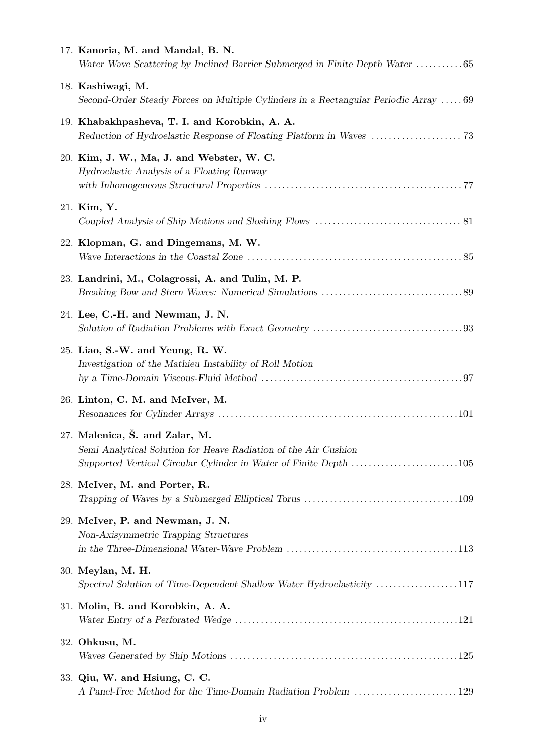17. **Kanoria, M. and Mandal, B. N.**
    *Water Wave Scattering by Inclined Barrier Submerged in Finite Depth Water* ........... 65

18. **Kashiwagi, M.**
    *Second-Order Steady Forces on Multiple Cylinders in a Rectangular Periodic Array* ..... 69

19. **Khabakhpasheva, T. I. and Korobkin, A. A.**
    *Reduction of Hydroelastic Response of Floating Platform in Waves* ..................... 73

20. **Kim, J. W., Ma, J. and Webster, W. C.**
    *Hydroelastic Analysis of a Floating Runway with Inhomogeneous Structural Properties* ............................................. 77

21. **Kim, Y.**
    *Coupled Analysis of Ship Motions and Sloshing Flows* .................................. 81

22. **Klopman, G. and Dingemans, M. W.**
    *Wave Interactions in the Coastal Zone* .................................................. 85

23. **Landrini, M., Colagrossi, A. and Tulin, M. P.**
    *Breaking Bow and Stern Waves: Numerical Simulations* ................................. 89

24. **Lee, C.-H. and Newman, J. N.**
    *Solution of Radiation Problems with Exact Geometry* ................................... 93

25. **Liao, S.-W. and Yeung, R. W.**
    *Investigation of the Mathieu Instability of Roll Motion by a Time-Domain Viscous-Fluid Method* ............................................... 97

26. **Linton, C. M. and McIver, M.**
    *Resonances for Cylinder Arrays* ........................................................ 101

27. **Malenica, Š. and Zalar, M.**
    *Semi Analytical Solution for Heave Radiation of the Air Cushion Supported Vertical Circular Cylinder in Water of Finite Depth* ......................... 105

28. **McIver, M. and Porter, R.**
    *Trapping of Waves by a Submerged Elliptical Torus* .................................... 109

29. **McIver, P. and Newman, J. N.**
    *Non-Axisymmetric Trapping Structures in the Three-Dimensional Water-Wave Problem* ........................................ 113

30. **Meylan, M. H.**
    *Spectral Solution of Time-Dependent Shallow Water Hydroelasticity* ................... 117

31. **Molin, B. and Korobkin, A. A.**
    *Water Entry of a Perforated Wedge* .................................................... 121

32. **Ohkusu, M.**
    *Waves Generated by Ship Motions* ..................................................... 125

33. **Qiu, W. and Hsiung, C. C.**
    *A Panel-Free Method for the Time-Domain Radiation Problem* ........................ 129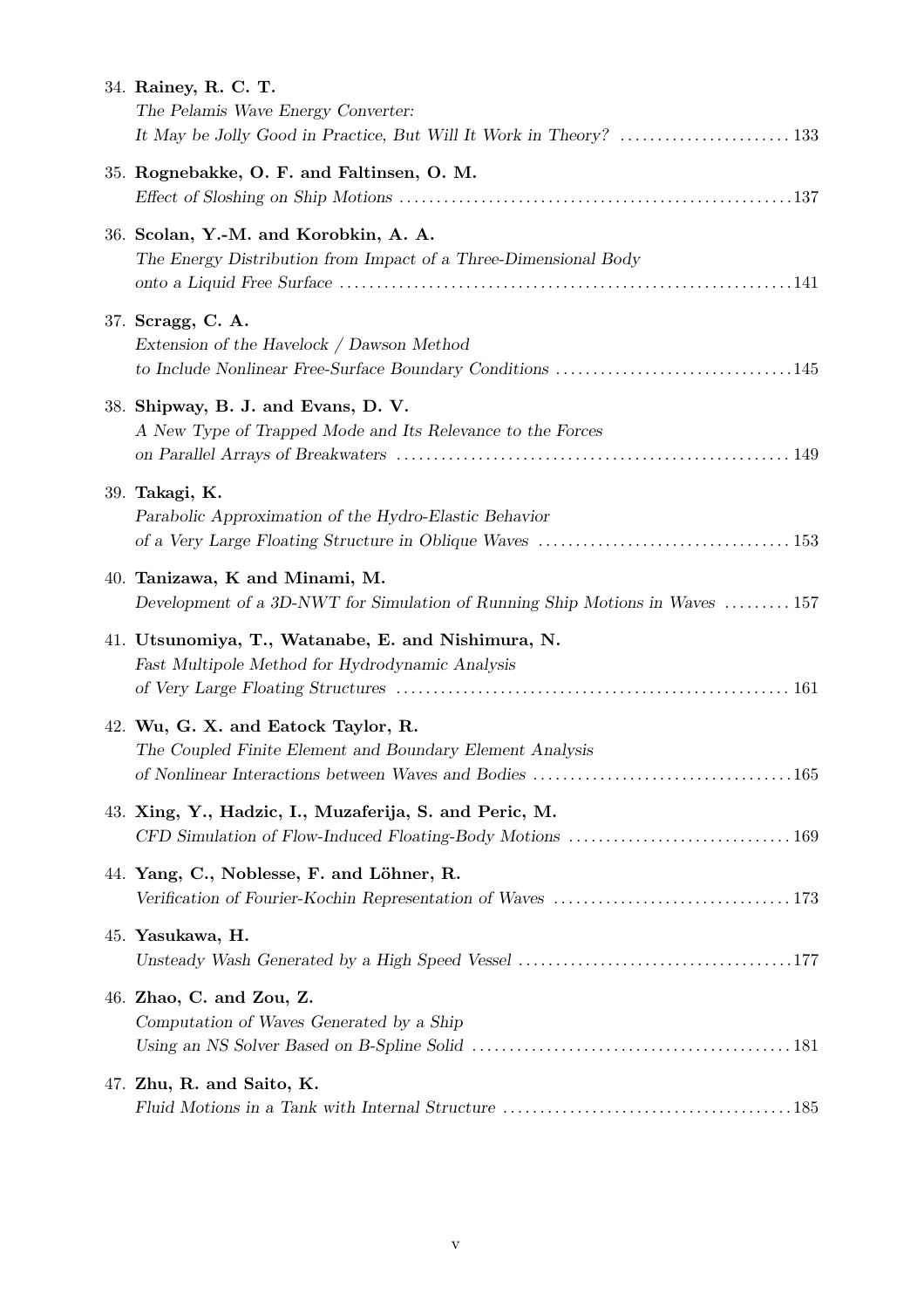34. **Rainey, R. C. T.**
*The Pelamis Wave Energy Converter:*
*It May be Jolly Good in Practice, But Will It Work in Theory?* ........................ 133

35. **Rognebakke, O. F. and Faltinsen, O. M.**
*Effect of Sloshing on Ship Motions* ........................................................ 137

36. **Scolan, Y.-M. and Korobkin, A. A.**
*The Energy Distribution from Impact of a Three-Dimensional Body*
*onto a Liquid Free Surface* .................................................................. 141

37. **Scragg, C. A.**
*Extension of the Havelock / Dawson Method*
*to Include Nonlinear Free-Surface Boundary Conditions* .................................. 145

38. **Shipway, B. J. and Evans, D. V.**
*A New Type of Trapped Mode and Its Relevance to the Forces*
*on Parallel Arrays of Breakwaters* ......................................................... 149

39. **Takagi, K.**
*Parabolic Approximation of the Hydro-Elastic Behavior*
*of a Very Large Floating Structure in Oblique Waves* ..................................... 153

40. **Tanizawa, K and Minami, M.**
*Development of a 3D-NWT for Simulation of Running Ship Motions in Waves* ......... 157

41. **Utsunomiya, T., Watanabe, E. and Nishimura, N.**
*Fast Multipole Method for Hydrodynamic Analysis*
*of Very Large Floating Structures* ......................................................... 161

42. **Wu, G. X. and Eatock Taylor, R.**
*The Coupled Finite Element and Boundary Element Analysis*
*of Nonlinear Interactions between Waves and Bodies* ..................................... 165

43. **Xing, Y., Hadzic, I., Muzaferija, S. and Peric, M.**
*CFD Simulation of Flow-Induced Floating-Body Motions* ................................. 169

44. **Yang, C., Noblesse, F. and Löhner, R.**
*Verification of Fourier-Kochin Representation of Waves* ................................. 173

45. **Yasukawa, H.**
*Unsteady Wash Generated by a High Speed Vessel* ....................................... 177

46. **Zhao, C. and Zou, Z.**
*Computation of Waves Generated by a Ship*
*Using an NS Solver Based on B-Spline Solid* .............................................. 181

47. **Zhu, R. and Saito, K.**
*Fluid Motions in a Tank with Internal Structure* .......................................... 185